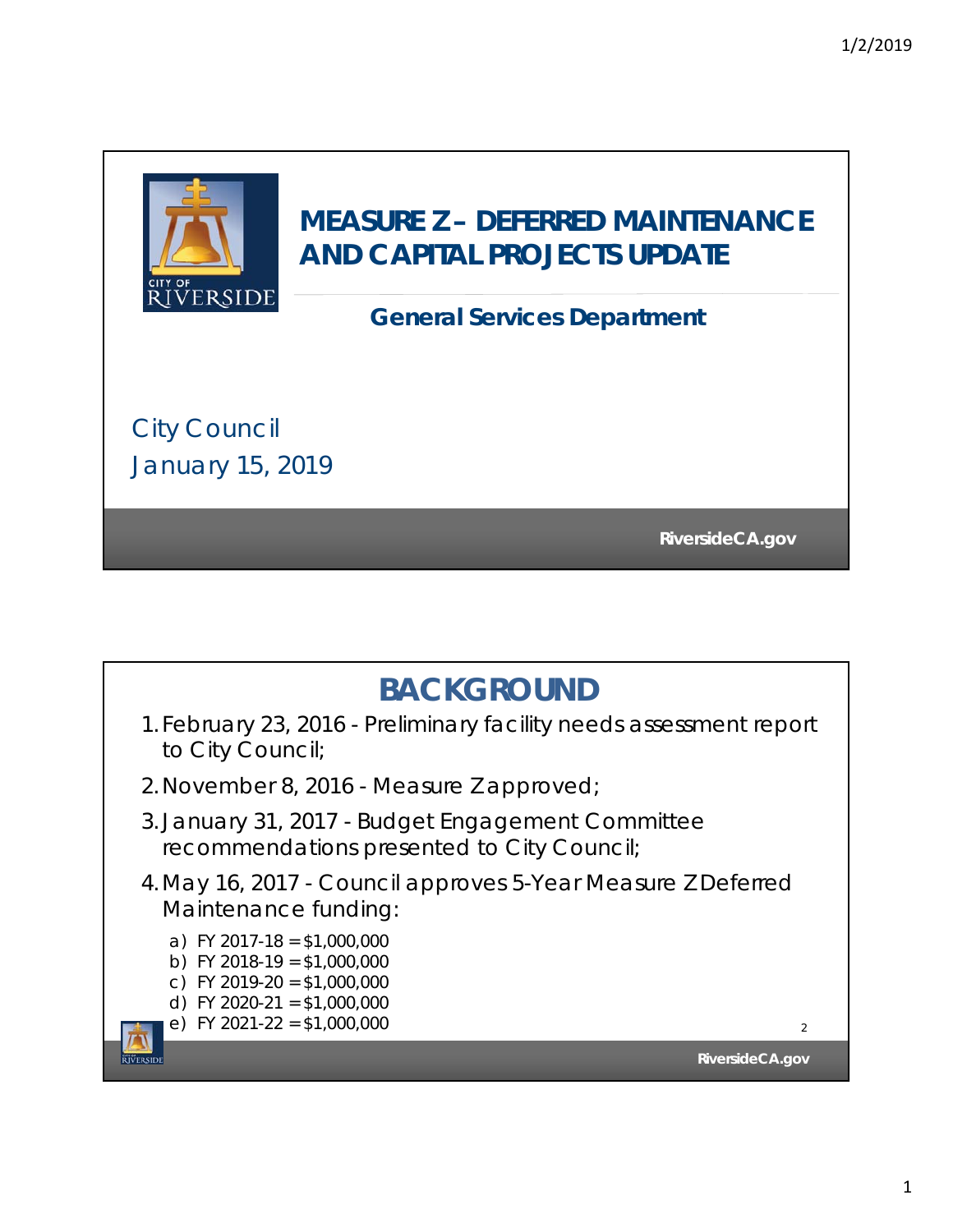# MEASURE Z – DEFERRED MAINTENANCE AND CAPITAL PROJECTS UPDATE

## General Services Department

City Council
January 15, 2019

RiversideCA.gov

## BACKGROUND

1. February 23, 2016 - Preliminary facility needs assessment report to City Council;
2. November 8, 2016 - Measure Z approved;
3. January 31, 2017 - Budget Engagement Committee recommendations presented to City Council;
4. May 16, 2017 - Council approves 5-Year Measure Z Deferred Maintenance funding:
   a) FY 2017-18 = $1,000,000
   b) FY 2018-19 = $1,000,000
   c) FY 2019-20 = $1,000,000
   d) FY 2020-21 = $1,000,000
   e) FY 2021-22 = $1,000,000

RiversideCA.gov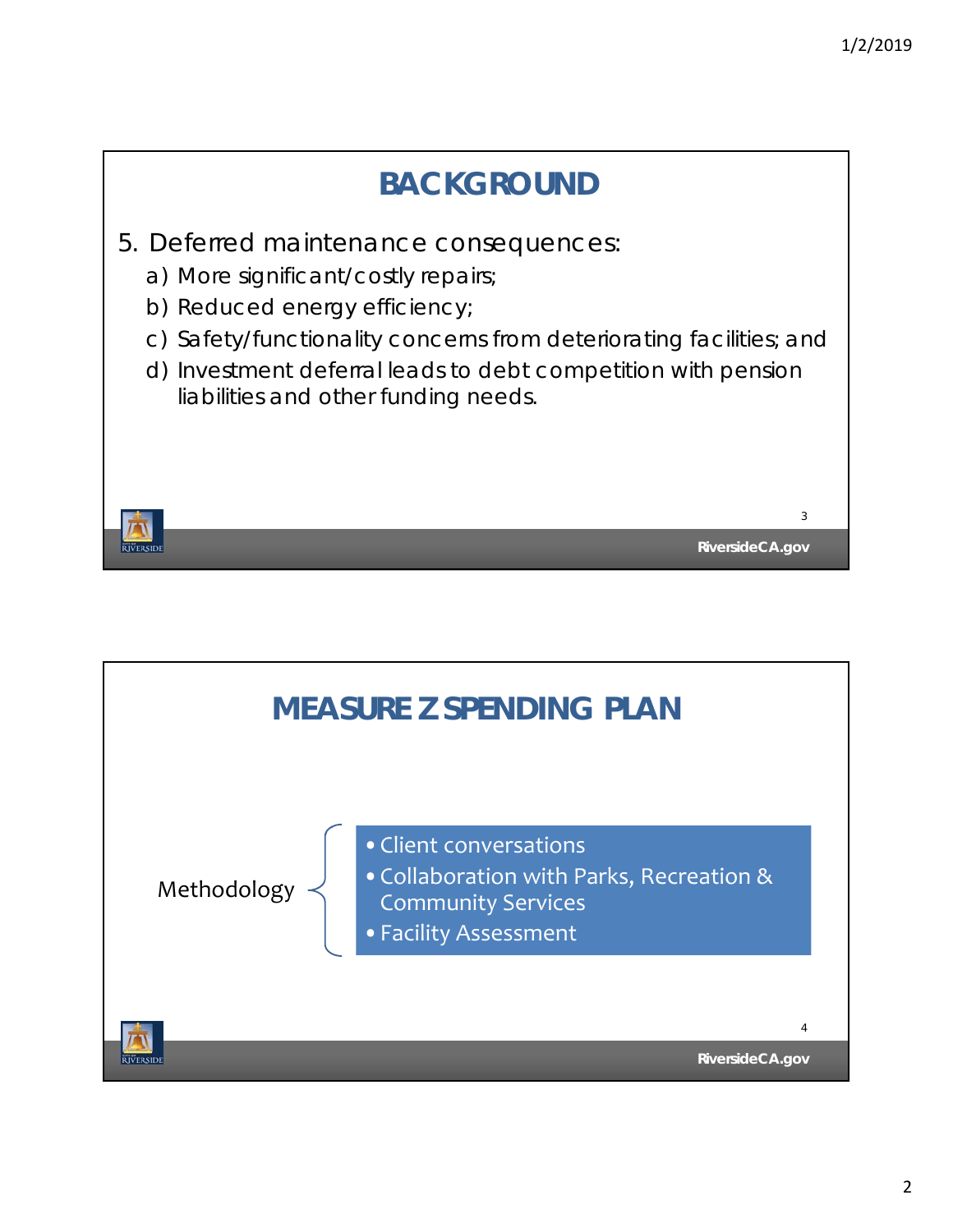## BACKGROUND

5. Deferred maintenance consequences:
   a) More significant/costly repairs;
   b) Reduced energy efficiency;
   c) Safety/functionality concerns from deteriorating facilities; and
   d) Investment deferral leads to debt competition with pension liabilities and other funding needs.

## MEASURE Z SPENDING PLAN

Methodology

- Client conversations
- Collaboration with Parks, Recreation & Community Services
- Facility Assessment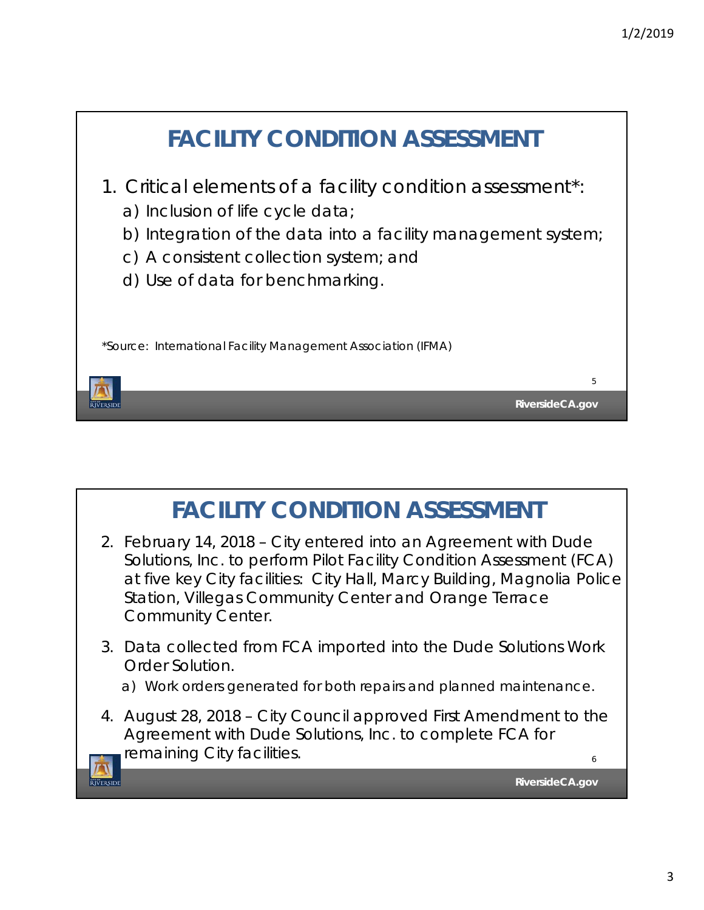# FACILITY CONDITION ASSESSMENT

1. Critical elements of a facility condition assessment*:
   a) Inclusion of life cycle data;
   b) Integration of the data into a facility management system;
   c) A consistent collection system; and
   d) Use of data for benchmarking.

*Source: International Facility Management Association (IFMA)

# FACILITY CONDITION ASSESSMENT

2. February 14, 2018 – City entered into an Agreement with Dude Solutions, Inc. to perform Pilot Facility Condition Assessment (FCA) at five key City facilities: City Hall, Marcy Building, Magnolia Police Station, Villegas Community Center and Orange Terrace Community Center.
3. Data collected from FCA imported into the Dude Solutions Work Order Solution.
   a) Work orders generated for both repairs and planned maintenance.
4. August 28, 2018 – City Council approved First Amendment to the Agreement with Dude Solutions, Inc. to complete FCA for remaining City facilities.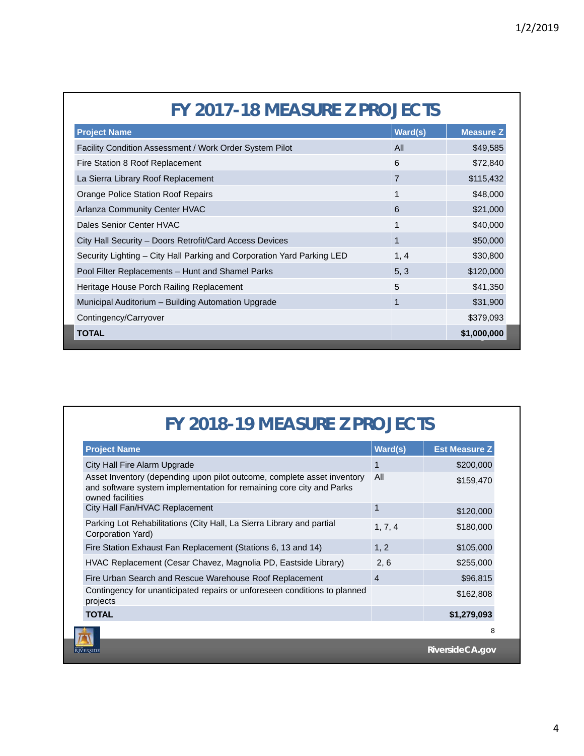# FY 2017-18 MEASURE Z PROJECTS

| Project Name | Ward(s) | Measure Z |
|---|---|---|
| Facility Condition Assessment / Work Order System Pilot | All | $49,585 |
| Fire Station 8 Roof Replacement | 6 | $72,840 |
| La Sierra Library Roof Replacement | 7 | $115,432 |
| Orange Police Station Roof Repairs | 1 | $48,000 |
| Arlanza Community Center HVAC | 6 | $21,000 |
| Dales Senior Center HVAC | 1 | $40,000 |
| City Hall Security – Doors Retrofit/Card Access Devices | 1 | $50,000 |
| Security Lighting – City Hall Parking and Corporation Yard Parking LED | 1, 4 | $30,800 |
| Pool Filter Replacements – Hunt and Shamel Parks | 5, 3 | $120,000 |
| Heritage House Porch Railing Replacement | 5 | $41,350 |
| Municipal Auditorium – Building Automation Upgrade | 1 | $31,900 |
| Contingency/Carryover | | $379,093 |
| **TOTAL** | | **$1,000,000** |

# FY 2018-19 MEASURE Z PROJECTS

| Project Name | Ward(s) | Est Measure Z |
|---|---|---|
| City Hall Fire Alarm Upgrade | 1 | $200,000 |
| Asset Inventory (depending upon pilot outcome, complete asset inventory and software system implementation for remaining core city and Parks owned facilities | All | $159,470 |
| City Hall Fan/HVAC Replacement | 1 | $120,000 |
| Parking Lot Rehabilitations (City Hall, La Sierra Library and partial Corporation Yard) | 1, 7, 4 | $180,000 |
| Fire Station Exhaust Fan Replacement (Stations 6, 13 and 14) | 1, 2 | $105,000 |
| HVAC Replacement (Cesar Chavez, Magnolia PD, Eastside Library) | 2, 6 | $255,000 |
| Fire Urban Search and Rescue Warehouse Roof Replacement | 4 | $96,815 |
| Contingency for unanticipated repairs or unforeseen conditions to planned projects | | $162,808 |
| **TOTAL** | | **$1,279,093** |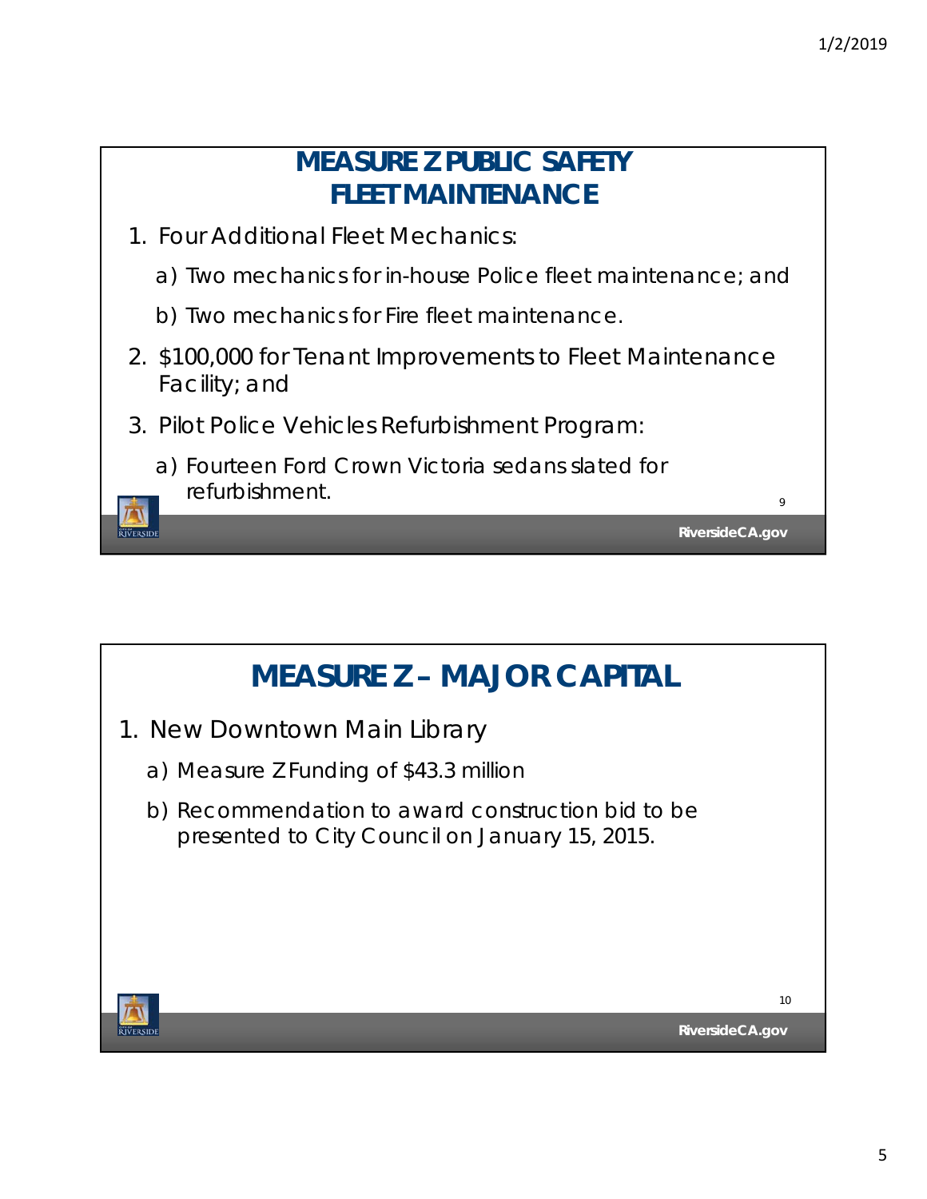## MEASURE Z PUBLIC SAFETY FLEET MAINTENANCE

1. Four Additional Fleet Mechanics:
   a) Two mechanics for in-house Police fleet maintenance; and
   b) Two mechanics for Fire fleet maintenance.
2. $100,000 for Tenant Improvements to Fleet Maintenance Facility; and
3. Pilot Police Vehicles Refurbishment Program:
   a) Fourteen Ford Crown Victoria sedans slated for refurbishment.

## MEASURE Z – MAJOR CAPITAL

1. New Downtown Main Library
   a) Measure Z Funding of $43.3 million
   b) Recommendation to award construction bid to be presented to City Council on January 15, 2015.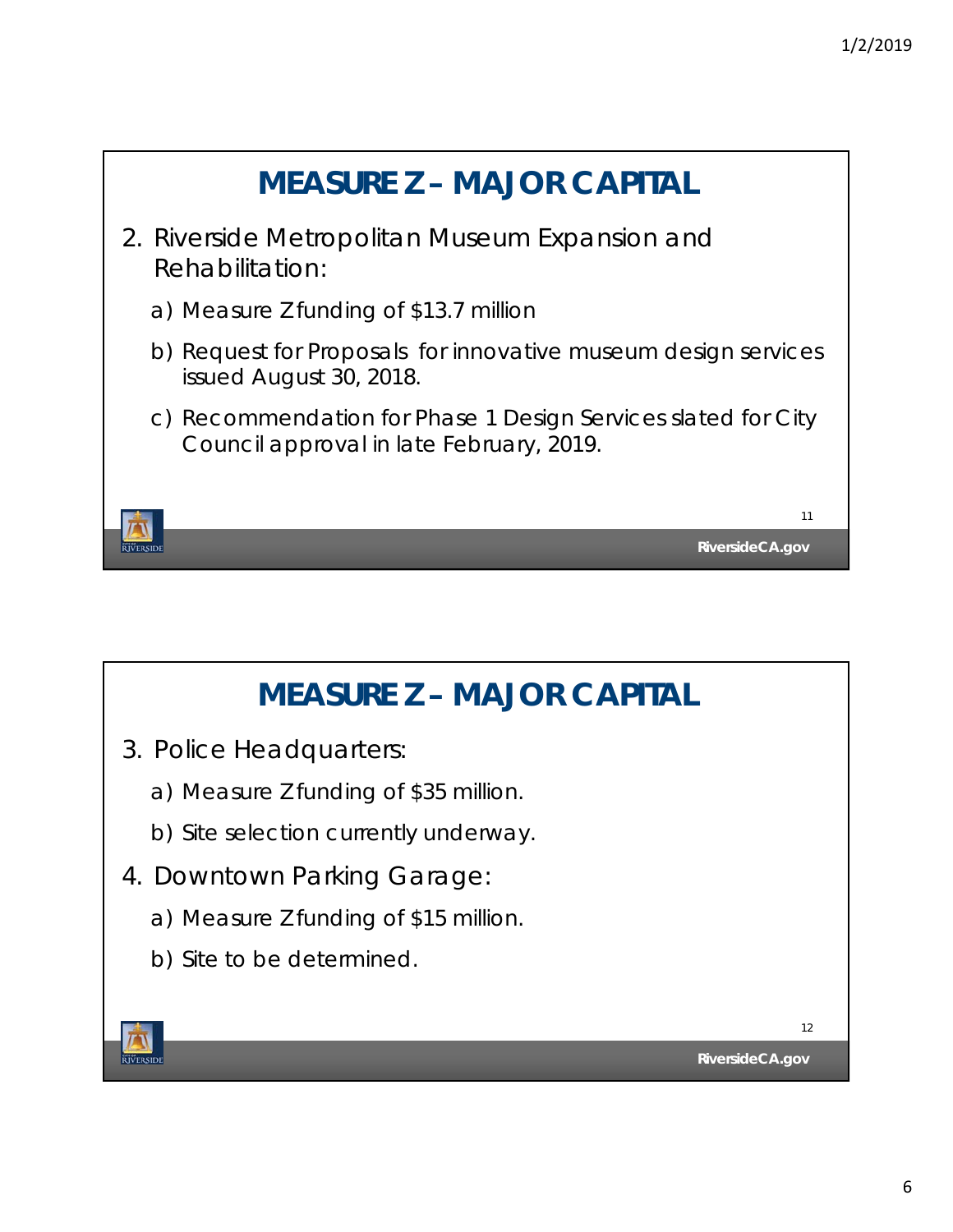## MEASURE Z – MAJOR CAPITAL

2. Riverside Metropolitan Museum Expansion and Rehabilitation:
   a) Measure Z funding of $13.7 million
   b) Request for Proposals for innovative museum design services issued August 30, 2018.
   c) Recommendation for Phase 1 Design Services slated for City Council approval in late February, 2019.

## MEASURE Z – MAJOR CAPITAL

3. Police Headquarters:
   a) Measure Z funding of $35 million.
   b) Site selection currently underway.
4. Downtown Parking Garage:
   a) Measure Z funding of $15 million.
   b) Site to be determined.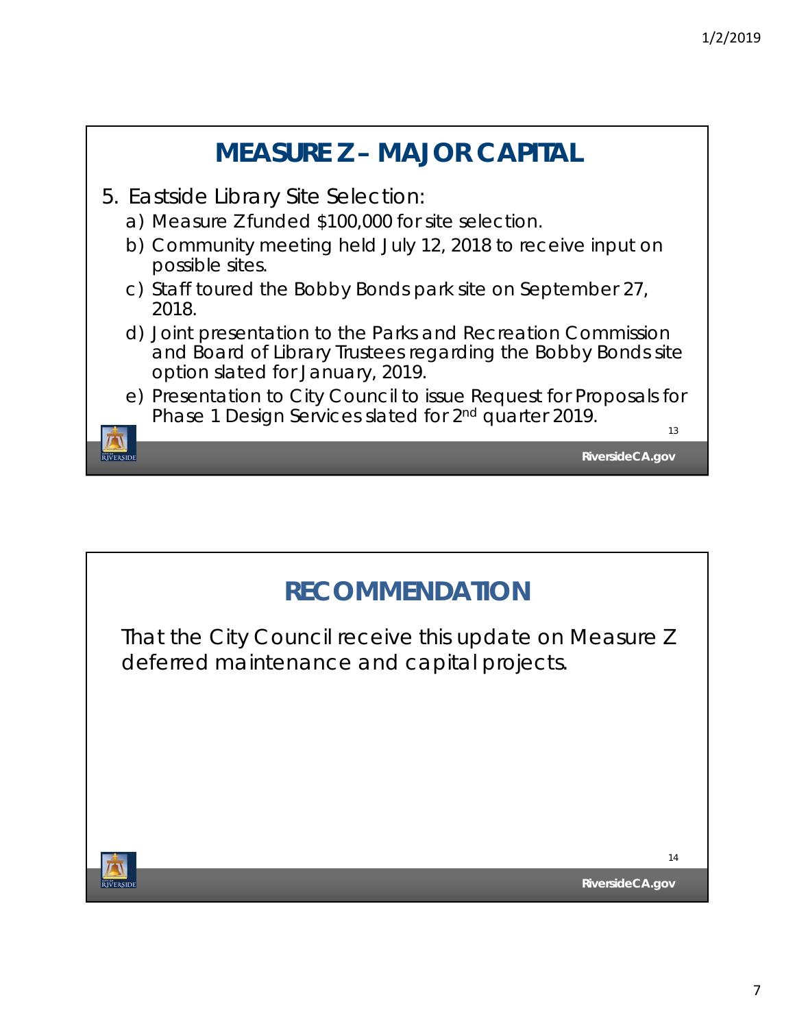# MEASURE Z – MAJOR CAPITAL

5. Eastside Library Site Selection:
   a) Measure Z funded $100,000 for site selection.
   b) Community meeting held July 12, 2018 to receive input on possible sites.
   c) Staff toured the Bobby Bonds park site on September 27, 2018.
   d) Joint presentation to the Parks and Recreation Commission and Board of Library Trustees regarding the Bobby Bonds site option slated for January, 2019.
   e) Presentation to City Council to issue Request for Proposals for Phase 1 Design Services slated for 2nd quarter 2019.

# RECOMMENDATION

That the City Council receive this update on Measure Z deferred maintenance and capital projects.